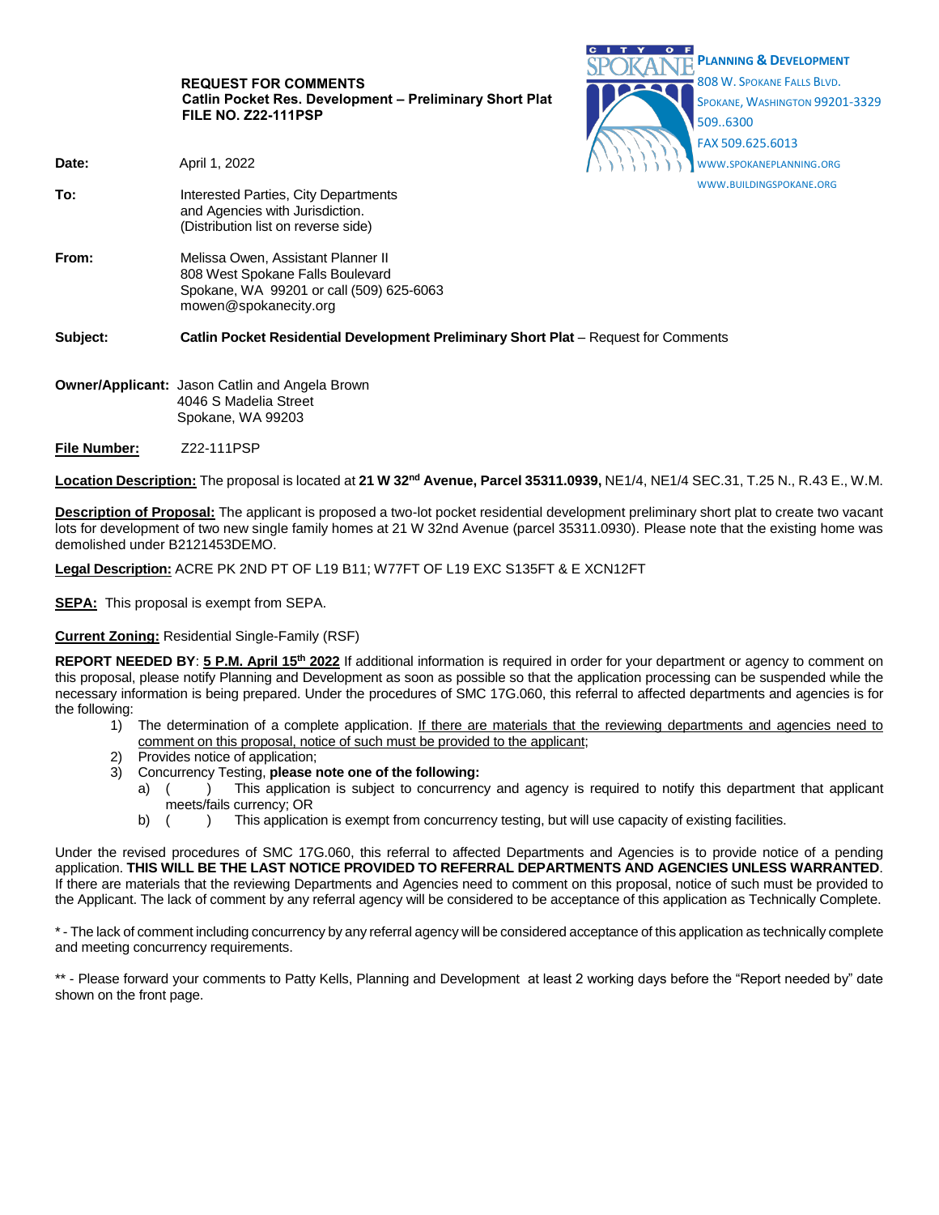**REQUEST FOR COMMENTS**
**Catlin Pocket Res. Development – Preliminary Short Plat**
**FILE NO. Z22-111PSP**

**PLANNING & DEVELOPMENT**
808 W. SPOKANE FALLS BLVD.
SPOKANE, WASHINGTON 99201-3329
509..6300
FAX 509.625.6013
WWW.SPOKANEPLANNING.ORG
WWW.BUILDINGSPOKANE.ORG

**Date:** April 1, 2022

**To:** Interested Parties, City Departments and Agencies with Jurisdiction. (Distribution list on reverse side)

**From:** Melissa Owen, Assistant Planner II
808 West Spokane Falls Boulevard
Spokane, WA 99201 or call (509) 625-6063
mowen@spokanecity.org

**Subject:** **Catlin Pocket Residential Development Preliminary Short Plat** – Request for Comments

**Owner/Applicant:** Jason Catlin and Angela Brown
4046 S Madelia Street
Spokane, WA 99203

**File Number:** Z22-111PSP

**Location Description:** The proposal is located at **21 W 32nd Avenue, Parcel 35311.0939,** NE1/4, NE1/4 SEC.31, T.25 N., R.43 E., W.M.

**Description of Proposal:** The applicant is proposed a two-lot pocket residential development preliminary short plat to create two vacant lots for development of two new single family homes at 21 W 32nd Avenue (parcel 35311.0930). Please note that the existing home was demolished under B2121453DEMO.

**Legal Description:** ACRE PK 2ND PT OF L19 B11; W77FT OF L19 EXC S135FT & E XCN12FT

**SEPA:** This proposal is exempt from SEPA.

**Current Zoning:** Residential Single-Family (RSF)

**REPORT NEEDED BY**: **5 P.M. April 15th 2022** If additional information is required in order for your department or agency to comment on this proposal, please notify Planning and Development as soon as possible so that the application processing can be suspended while the necessary information is being prepared. Under the procedures of SMC 17G.060, this referral to affected departments and agencies is for the following:

1) The determination of a complete application. If there are materials that the reviewing departments and agencies need to comment on this proposal, notice of such must be provided to the applicant;
2) Provides notice of application;
3) Concurrency Testing, **please note one of the following:**
   a) (   ) This application is subject to concurrency and agency is required to notify this department that applicant meets/fails currency; OR
   b) (   ) This application is exempt from concurrency testing, but will use capacity of existing facilities.

Under the revised procedures of SMC 17G.060, this referral to affected Departments and Agencies is to provide notice of a pending application. **THIS WILL BE THE LAST NOTICE PROVIDED TO REFERRAL DEPARTMENTS AND AGENCIES UNLESS WARRANTED**. If there are materials that the reviewing Departments and Agencies need to comment on this proposal, notice of such must be provided to the Applicant. The lack of comment by any referral agency will be considered to be acceptance of this application as Technically Complete.

\* - The lack of comment including concurrency by any referral agency will be considered acceptance of this application as technically complete and meeting concurrency requirements.

\*\* - Please forward your comments to Patty Kells, Planning and Development at least 2 working days before the "Report needed by" date shown on the front page.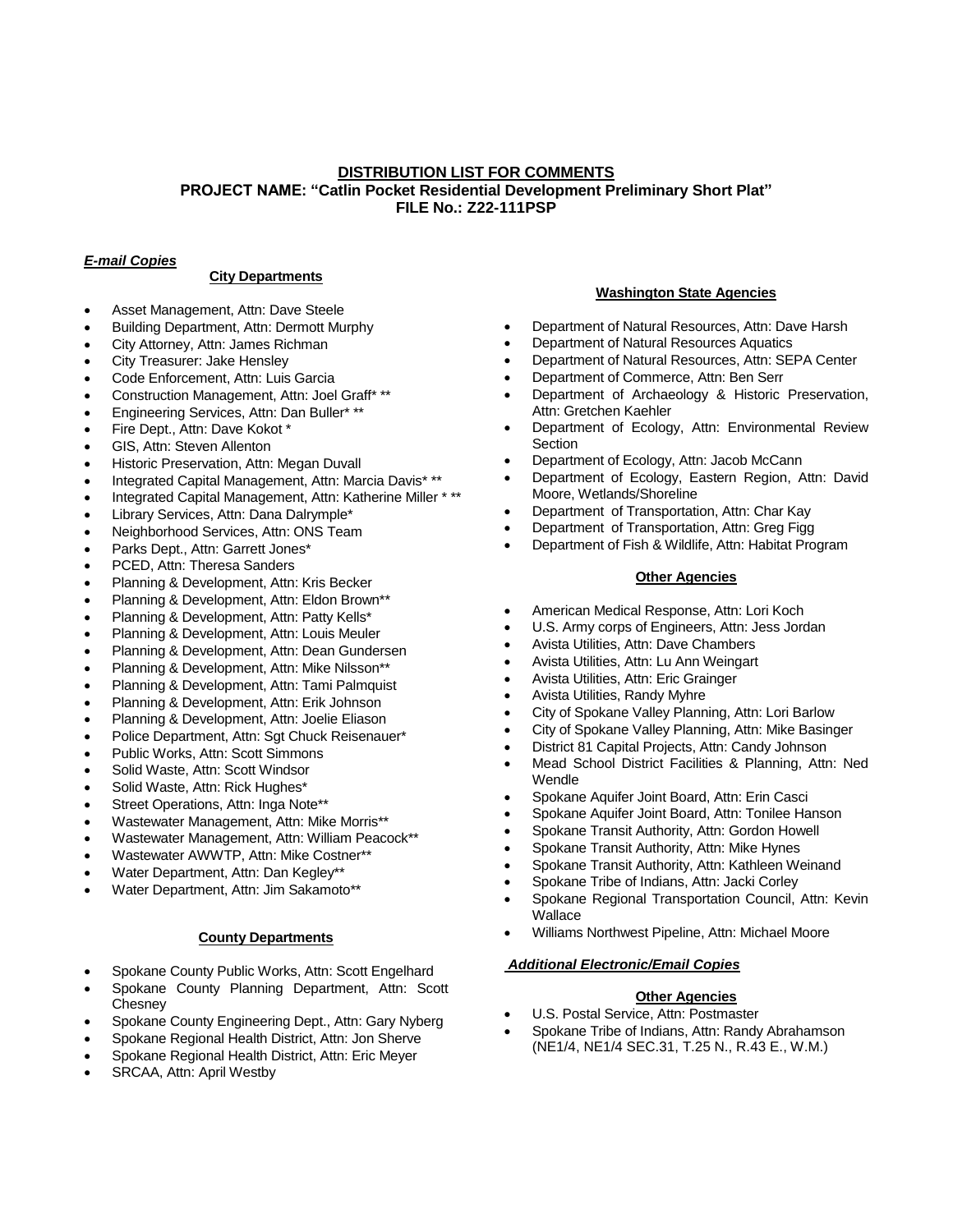**DISTRIBUTION LIST FOR COMMENTS**
**PROJECT NAME: "Catlin Pocket Residential Development Preliminary Short Plat"**
**FILE No.: Z22-111PSP**

***E-mail Copies***

**City Departments**

- Asset Management, Attn: Dave Steele
- Building Department, Attn: Dermott Murphy
- City Attorney, Attn: James Richman
- City Treasurer: Jake Hensley
- Code Enforcement, Attn: Luis Garcia
- Construction Management, Attn: Joel Graff* **
- Engineering Services, Attn: Dan Buller* **
- Fire Dept., Attn: Dave Kokot *
- GIS, Attn: Steven Allenton
- Historic Preservation, Attn: Megan Duvall
- Integrated Capital Management, Attn: Marcia Davis* **
- Integrated Capital Management, Attn: Katherine Miller * **
- Library Services, Attn: Dana Dalrymple*
- Neighborhood Services, Attn: ONS Team
- Parks Dept., Attn: Garrett Jones*
- PCED, Attn: Theresa Sanders
- Planning & Development, Attn: Kris Becker
- Planning & Development, Attn: Eldon Brown**
- Planning & Development, Attn: Patty Kells*
- Planning & Development, Attn: Louis Meuler
- Planning & Development, Attn: Dean Gundersen
- Planning & Development, Attn: Mike Nilsson**
- Planning & Development, Attn: Tami Palmquist
- Planning & Development, Attn: Erik Johnson
- Planning & Development, Attn: Joelie Eliason
- Police Department, Attn: Sgt Chuck Reisenauer*
- Public Works, Attn: Scott Simmons
- Solid Waste, Attn: Scott Windsor
- Solid Waste, Attn: Rick Hughes*
- Street Operations, Attn: Inga Note**
- Wastewater Management, Attn: Mike Morris**
- Wastewater Management, Attn: William Peacock**
- Wastewater AWWTP, Attn: Mike Costner**
- Water Department, Attn: Dan Kegley**
- Water Department, Attn: Jim Sakamoto**

**County Departments**

- Spokane County Public Works, Attn: Scott Engelhard
- Spokane County Planning Department, Attn: Scott Chesney
- Spokane County Engineering Dept., Attn: Gary Nyberg
- Spokane Regional Health District, Attn: Jon Sherve
- Spokane Regional Health District, Attn: Eric Meyer
- SRCAA, Attn: April Westby

**Washington State Agencies**

- Department of Natural Resources, Attn: Dave Harsh
- Department of Natural Resources Aquatics
- Department of Natural Resources, Attn: SEPA Center
- Department of Commerce, Attn: Ben Serr
- Department of Archaeology & Historic Preservation, Attn: Gretchen Kaehler
- Department of Ecology, Attn: Environmental Review Section
- Department of Ecology, Attn: Jacob McCann
- Department of Ecology, Eastern Region, Attn: David Moore, Wetlands/Shoreline
- Department of Transportation, Attn: Char Kay
- Department of Transportation, Attn: Greg Figg
- Department of Fish & Wildlife, Attn: Habitat Program

**Other Agencies**

- American Medical Response, Attn: Lori Koch
- U.S. Army corps of Engineers, Attn: Jess Jordan
- Avista Utilities, Attn: Dave Chambers
- Avista Utilities, Attn: Lu Ann Weingart
- Avista Utilities, Attn: Eric Grainger
- Avista Utilities, Randy Myhre
- City of Spokane Valley Planning, Attn: Lori Barlow
- City of Spokane Valley Planning, Attn: Mike Basinger
- District 81 Capital Projects, Attn: Candy Johnson
- Mead School District Facilities & Planning, Attn: Ned Wendle
- Spokane Aquifer Joint Board, Attn: Erin Casci
- Spokane Aquifer Joint Board, Attn: Tonilee Hanson
- Spokane Transit Authority, Attn: Gordon Howell
- Spokane Transit Authority, Attn: Mike Hynes
- Spokane Transit Authority, Attn: Kathleen Weinand
- Spokane Tribe of Indians, Attn: Jacki Corley
- Spokane Regional Transportation Council, Attn: Kevin Wallace
- Williams Northwest Pipeline, Attn: Michael Moore

***Additional Electronic/Email Copies***

**Other Agencies**

- U.S. Postal Service, Attn: Postmaster
- Spokane Tribe of Indians, Attn: Randy Abrahamson (NE1/4, NE1/4 SEC.31, T.25 N., R.43 E., W.M.)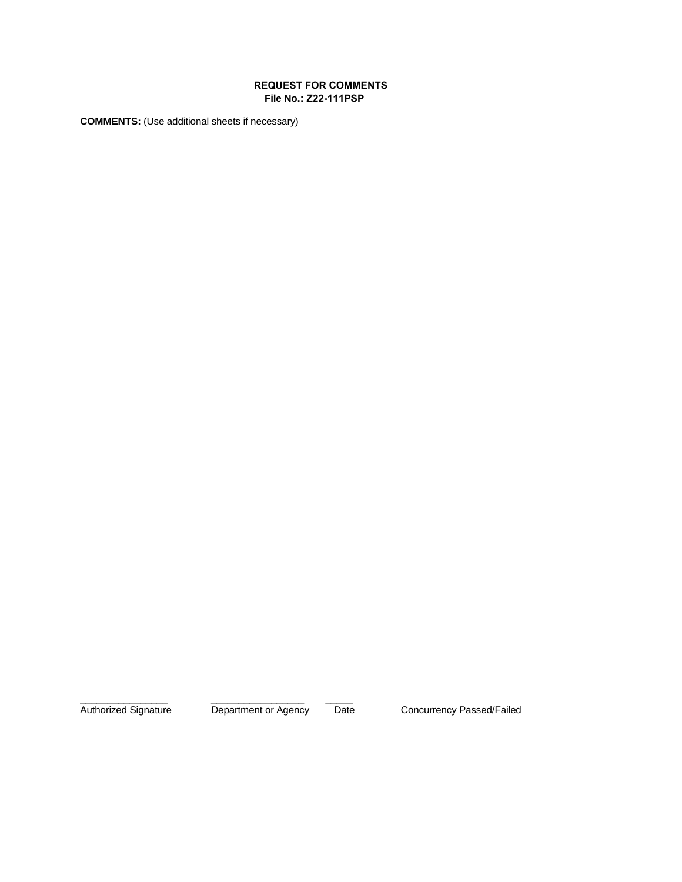**REQUEST FOR COMMENTS**
**File No.: Z22-111PSP**

**COMMENTS:** (Use additional sheets if necessary)

\_\_\_\_\_\_\_\_\_\_\_\_\_\_\_\_\_ \_\_\_\_\_\_\_\_\_\_\_\_\_\_\_\_\_\_ \_\_\_\_\_\_ \_\_\_\_\_\_\_\_\_\_\_\_\_\_\_\_\_\_\_\_\_\_\_\_\_\_\_\_\_\_\_\_

Authorized Signature Department or Agency Date Concurrency Passed/Failed